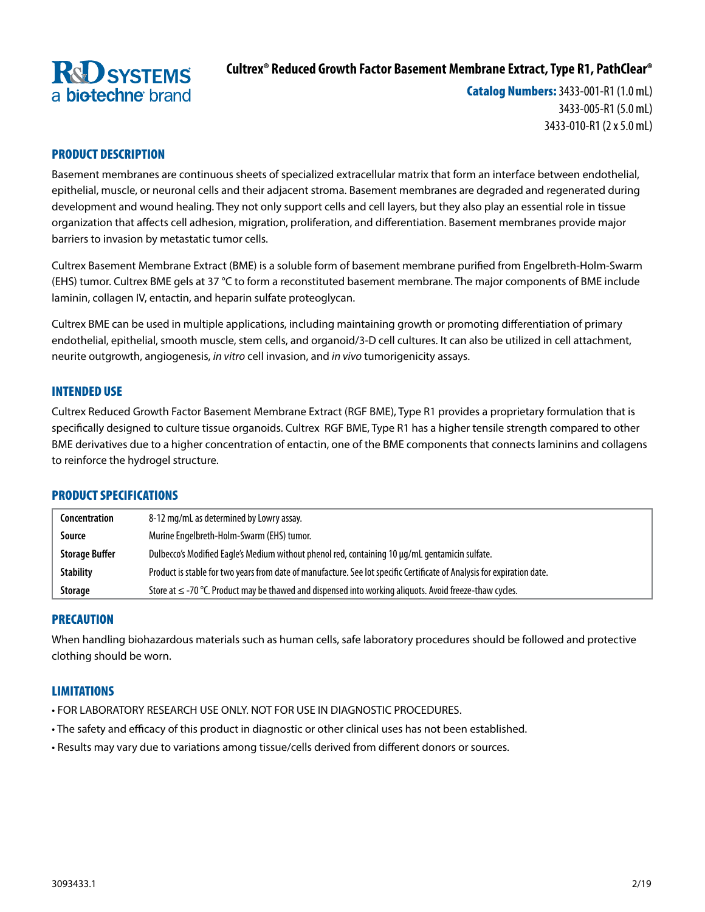R&D SYSTEMS
a bio-techne brand

# Cultrex® Reduced Growth Factor Basement Membrane Extract, Type R1, PathClear®

**Catalog Numbers:** 3433-001-R1 (1.0 mL)
3433-005-R1 (5.0 mL)
3433-010-R1 (2 x 5.0 mL)

## PRODUCT DESCRIPTION

Basement membranes are continuous sheets of specialized extracellular matrix that form an interface between endothelial, epithelial, muscle, or neuronal cells and their adjacent stroma. Basement membranes are degraded and regenerated during development and wound healing. They not only support cells and cell layers, but they also play an essential role in tissue organization that affects cell adhesion, migration, proliferation, and differentiation. Basement membranes provide major barriers to invasion by metastatic tumor cells.

Cultrex Basement Membrane Extract (BME) is a soluble form of basement membrane purified from Engelbreth-Holm-Swarm (EHS) tumor. Cultrex BME gels at 37 °C to form a reconstituted basement membrane. The major components of BME include laminin, collagen IV, entactin, and heparin sulfate proteoglycan.

Cultrex BME can be used in multiple applications, including maintaining growth or promoting differentiation of primary endothelial, epithelial, smooth muscle, stem cells, and organoid/3-D cell cultures. It can also be utilized in cell attachment, neurite outgrowth, angiogenesis, *in vitro* cell invasion, and *in vivo* tumorigenicity assays.

## INTENDED USE

Cultrex Reduced Growth Factor Basement Membrane Extract (RGF BME), Type R1 provides a proprietary formulation that is specifically designed to culture tissue organoids. Cultrex RGF BME, Type R1 has a higher tensile strength compared to other BME derivatives due to a higher concentration of entactin, one of the BME components that connects laminins and collagens to reinforce the hydrogel structure.

## PRODUCT SPECIFICATIONS

| | |
|---|---|
| **Concentration** | 8-12 mg/mL as determined by Lowry assay. |
| **Source** | Murine Engelbreth-Holm-Swarm (EHS) tumor. |
| **Storage Buffer** | Dulbecco's Modified Eagle's Medium without phenol red, containing 10 µg/mL gentamicin sulfate. |
| **Stability** | Product is stable for two years from date of manufacture. See lot specific Certificate of Analysis for expiration date. |
| **Storage** | Store at ≤ -70 °C. Product may be thawed and dispensed into working aliquots. Avoid freeze-thaw cycles. |

## PRECAUTION

When handling biohazardous materials such as human cells, safe laboratory procedures should be followed and protective clothing should be worn.

## LIMITATIONS

- FOR LABORATORY RESEARCH USE ONLY. NOT FOR USE IN DIAGNOSTIC PROCEDURES.
- The safety and efficacy of this product in diagnostic or other clinical uses has not been established.
- Results may vary due to variations among tissue/cells derived from different donors or sources.

3093433.1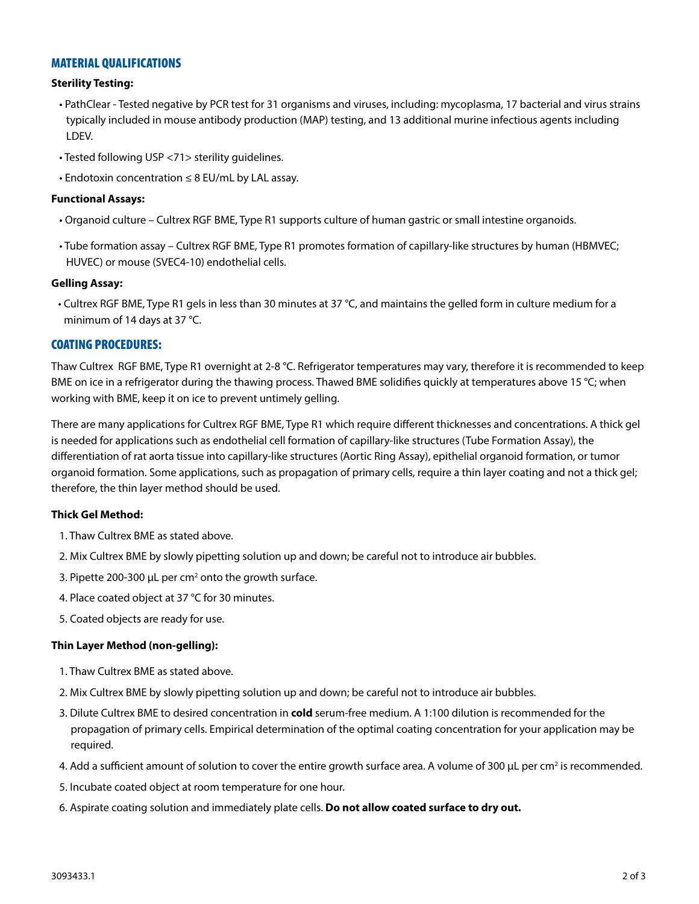## MATERIAL QUALIFICATIONS

**Sterility Testing:**

- PathClear - Tested negative by PCR test for 31 organisms and viruses, including: mycoplasma, 17 bacterial and virus strains typically included in mouse antibody production (MAP) testing, and 13 additional murine infectious agents including LDEV.
- Tested following USP <71> sterility guidelines.
- Endotoxin concentration ≤ 8 EU/mL by LAL assay.

**Functional Assays:**

- Organoid culture – Cultrex RGF BME, Type R1 supports culture of human gastric or small intestine organoids.
- Tube formation assay – Cultrex RGF BME, Type R1 promotes formation of capillary-like structures by human (HBMVEC; HUVEC) or mouse (SVEC4-10) endothelial cells.

**Gelling Assay:**

- Cultrex RGF BME, Type R1 gels in less than 30 minutes at 37 °C, and maintains the gelled form in culture medium for a minimum of 14 days at 37 °C.

## COATING PROCEDURES:

Thaw Cultrex RGF BME, Type R1 overnight at 2-8 °C. Refrigerator temperatures may vary, therefore it is recommended to keep BME on ice in a refrigerator during the thawing process. Thawed BME solidifies quickly at temperatures above 15 °C; when working with BME, keep it on ice to prevent untimely gelling.

There are many applications for Cultrex RGF BME, Type R1 which require different thicknesses and concentrations. A thick gel is needed for applications such as endothelial cell formation of capillary-like structures (Tube Formation Assay), the differentiation of rat aorta tissue into capillary-like structures (Aortic Ring Assay), epithelial organoid formation, or tumor organoid formation. Some applications, such as propagation of primary cells, require a thin layer coating and not a thick gel; therefore, the thin layer method should be used.

**Thick Gel Method:**

1. Thaw Cultrex BME as stated above.
2. Mix Cultrex BME by slowly pipetting solution up and down; be careful not to introduce air bubbles.
3. Pipette 200-300 µL per cm$^2$ onto the growth surface.
4. Place coated object at 37 °C for 30 minutes.
5. Coated objects are ready for use.

**Thin Layer Method (non-gelling):**

1. Thaw Cultrex BME as stated above.
2. Mix Cultrex BME by slowly pipetting solution up and down; be careful not to introduce air bubbles.
3. Dilute Cultrex BME to desired concentration in **cold** serum-free medium. A 1:100 dilution is recommended for the propagation of primary cells. Empirical determination of the optimal coating concentration for your application may be required.
4. Add a sufficient amount of solution to cover the entire growth surface area. A volume of 300 µL per cm$^2$ is recommended.
5. Incubate coated object at room temperature for one hour.
6. Aspirate coating solution and immediately plate cells. **Do not allow coated surface to dry out.**

3093433.1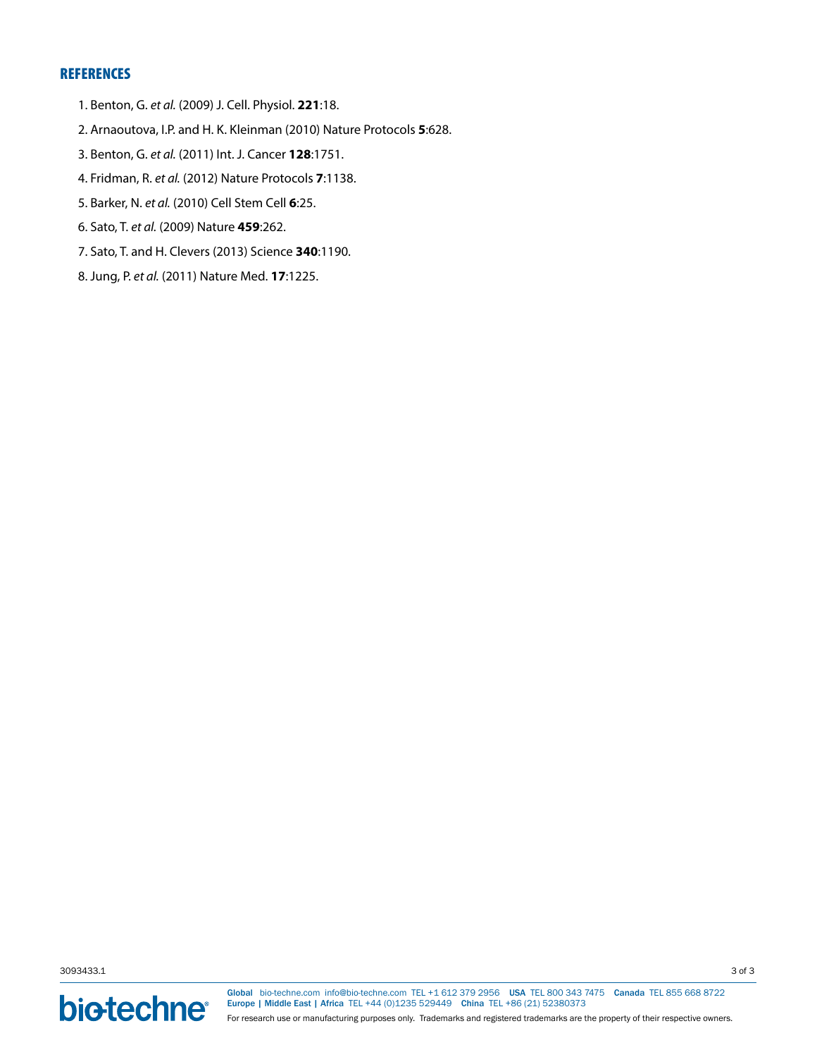## REFERENCES

1. Benton, G. *et al.* (2009) J. Cell. Physiol. **221**:18.
2. Arnaoutova, I.P. and H. K. Kleinman (2010) Nature Protocols **5**:628.
3. Benton, G. *et al.* (2011) Int. J. Cancer **128**:1751.
4. Fridman, R. *et al.* (2012) Nature Protocols **7**:1138.
5. Barker, N. *et al.* (2010) Cell Stem Cell **6**:25.
6. Sato, T. *et al.* (2009) Nature **459**:262.
7. Sato, T. and H. Clevers (2013) Science **340**:1190.
8. Jung, P. *et al.* (2011) Nature Med. **17**:1225.

3093433.1

**Global** bio-techne.com info@bio-techne.com TEL +1 612 379 2956 **USA** TEL 800 343 7475 **Canada** TEL 855 668 8722
**Europe | Middle East | Africa** TEL +44 (0)1235 529449 **China** TEL +86 (21) 52380373

For research use or manufacturing purposes only. Trademarks and registered trademarks are the property of their respective owners.